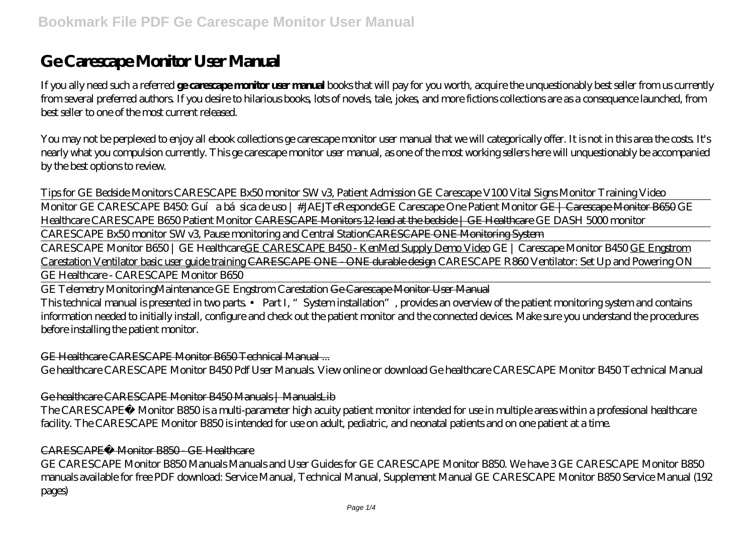# Ge Carescape Monitor User Manual

If you ally need such a referred **ge carescape monitor user manual** books that will pay for you worth, acquire the unquestionably best seller from us currently from several preferred authors. If you desire to hilarious books, lots of novels, tale, jokes, and more fictions collections are as a consequence launched, from best seller to one of the most current released.

You may not be perplexed to enjoy all ebook collections ge carescape monitor user manual that we will categorically offer. It is not in this area the costs. It's nearly what you compulsion currently. This ge carescape monitor user manual, as one of the most working sellers here will unquestionably be accompanied by the best options to review.

*Tips for GE Bedside Monitors CARESCAPE Bx50 monitor SW v3, Patient Admission GE Carescape V100 Vital Signs Monitor Training Video*

Monitor GE CARESCAPE B450: Guía básica de uso | #JAEJTeResponde*GE Carescape One Patient Monitor* GE | Carescape Monitor B650 *GE Healthcare CARESCAPE B650 Patient Monitor* CARESCAPE Monitors 12 lead at the bedside | GE Healthcare *GE DASH 5000 monitor*

CARESCAPE Bx50 monitor SW v3, Pause monitoring and Central StationCARESCAPE ONE Monitoring System

CARESCAPE Monitor B650 | GE HealthcareGE CARESCAPE B450 - KenMed Supply Demo Video *GE | Carescape Monitor B450* GE Engstrom Carestation Ventilator basic user guide training CARESCAPE ONE - ONE durable design *CARESCAPE R860 Ventilator: Set Up and Powering ON*

GE Healthcare - CARESCAPE Monitor B650

GE Telemetry Monitoring*Maintenance GE Engstrom Carestation* Ge Carescape Monitor User Manual

This technical manual is presented in two parts. • Part I, "System installation", provides an overview of the patient monitoring system and contains information needed to initially install, configure and check out the patient monitor and the connected devices. Make sure you understand the procedures before installing the patient monitor.

GE Healthcare CARESCAPE Monitor B650 Technical Manual ...

Ge healthcare CARESCAPE Monitor B450 Pdf User Manuals. View online or download Ge healthcare CARESCAPE Monitor B450 Technical Manual

Ge healthcare CARESCAPE Monitor B450 Manuals | ManualsLib

The CARESCAPE™ Monitor B850 is a multi-parameter high acuity patient monitor intended for use in multiple areas within a professional healthcare facility. The CARESCAPE Monitor B850 is intended for use on adult, pediatric, and neonatal patients and on one patient at a time.

CARESCAPE™ Monitor B850 - GE Healthcare

GE CARESCAPE Monitor B850 Manuals Manuals and User Guides for GE CARESCAPE Monitor B850. We have 3 GE CARESCAPE Monitor B850 manuals available for free PDF download: Service Manual, Technical Manual, Supplement Manual GE CARESCAPE Monitor B850 Service Manual (192 pages)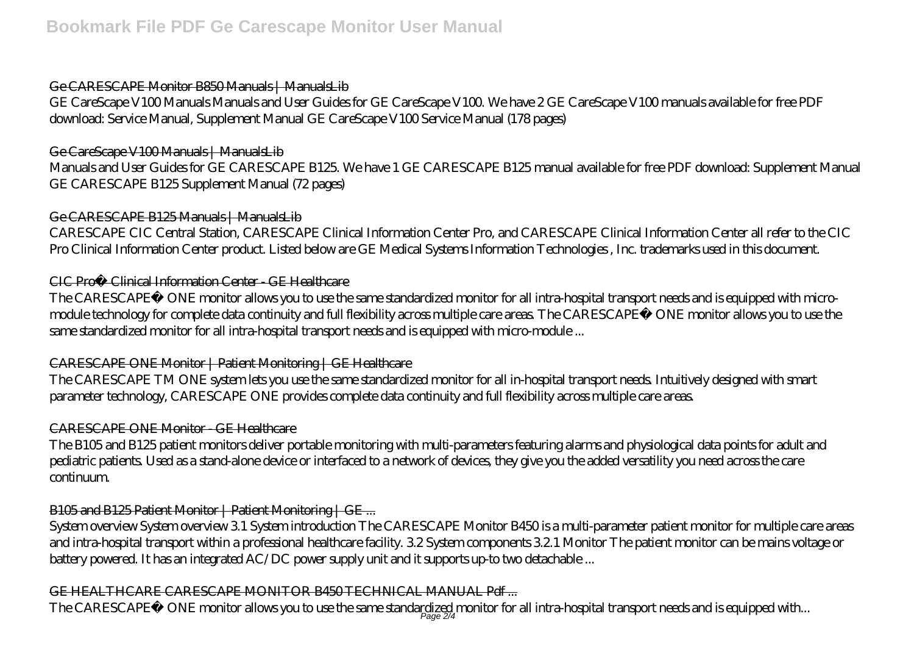Ge CARESCAPE Monitor B850 Manuals | ManualsLib

GE CareScape V100 Manuals Manuals and User Guides for GE CareScape V100. We have 2 GE CareScape V100 manuals available for free PDF download: Service Manual, Supplement Manual GE CareScape V100 Service Manual (178 pages)

Ge CareScape V100 Manuals | ManualsLib

Manuals and User Guides for GE CARESCAPE B125. We have 1 GE CARESCAPE B125 manual available for free PDF download: Supplement Manual GE CARESCAPE B125 Supplement Manual (72 pages)

Ge CARESCAPE B125 Manuals | ManualsLib

CARESCAPE CIC Central Station, CARESCAPE Clinical Information Center Pro, and CARESCAPE Clinical Information Center all refer to the CIC Pro Clinical Information Center product. Listed below are GE Medical Systems Information Technologies , Inc. trademarks used in this document.

CIC Pro� Clinical Information Center - GE Healthcare

The CARESCAPE� ONE monitor allows you to use the same standardized monitor for all intra-hospital transport needs and is equipped with micro-module technology for complete data continuity and full flexibility across multiple care areas. The CARESCAPE� ONE monitor allows you to use the same standardized monitor for all intra-hospital transport needs and is equipped with micro-module ...

CARESCAPE ONE Monitor | Patient Monitoring | GE Healthcare

The CARESCAPE TM ONE system lets you use the same standardized monitor for all in-hospital transport needs. Intuitively designed with smart parameter technology, CARESCAPE ONE provides complete data continuity and full flexibility across multiple care areas.

CARESCAPE ONE Monitor - GE Healthcare

The B105 and B125 patient monitors deliver portable monitoring with multi-parameters featuring alarms and physiological data points for adult and pediatric patients. Used as a stand-alone device or interfaced to a network of devices, they give you the added versatility you need across the care continuum.

B105 and B125 Patient Monitor | Patient Monitoring | GE ...

System overview System overview 3.1 System introduction The CARESCAPE Monitor B450 is a multi-parameter patient monitor for multiple care areas and intra-hospital transport within a professional healthcare facility. 3.2 System components 3.2.1 Monitor The patient monitor can be mains voltage or battery powered. It has an integrated AC/DC power supply unit and it supports up-to two detachable ...

GE HEALTHCARE CARESCAPE MONITOR B450 TECHNICAL MANUAL Pdf ...

The CARESCAPE� ONE monitor allows you to use the same standardized monitor for all intra-hospital transport needs and is equipped with...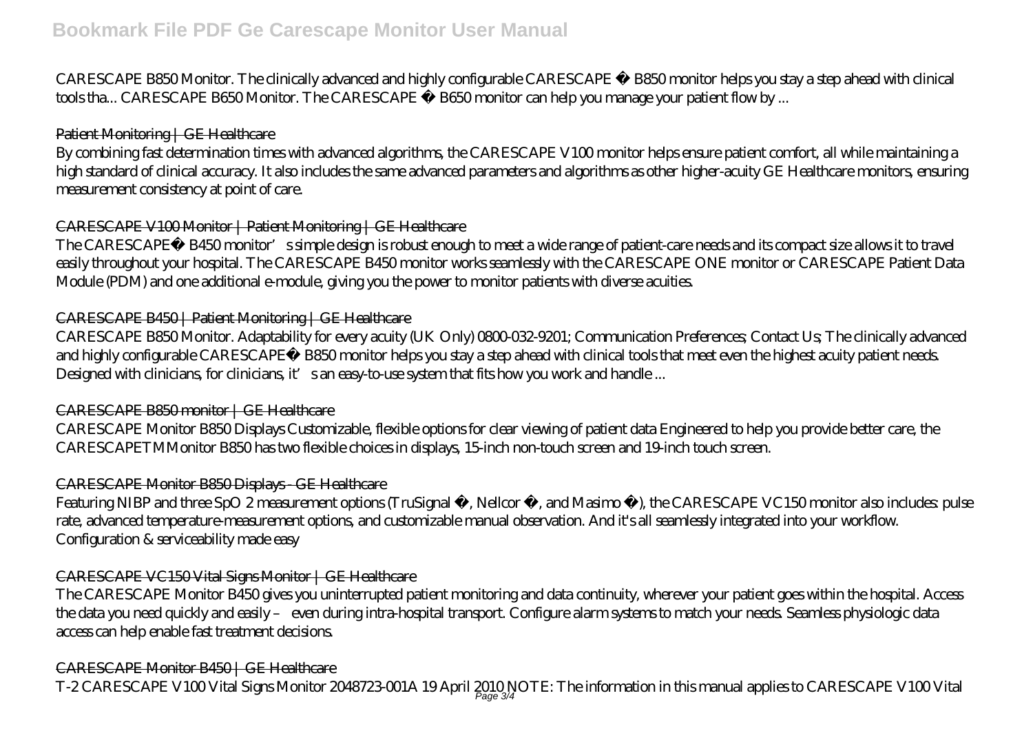CARESCAPE B850 Monitor. The clinically advanced and highly configurable CARESCAPE ™ B850 monitor helps you stay a step ahead with clinical tools tha... CARESCAPE B650 Monitor. The CARESCAPE ™ B650 monitor can help you manage your patient flow by ...

## Patient Monitoring | GE Healthcare

By combining fast determination times with advanced algorithms, the CARESCAPE V100 monitor helps ensure patient comfort, all while maintaining a high standard of clinical accuracy. It also includes the same advanced parameters and algorithms as other higher-acuity GE Healthcare monitors, ensuring measurement consistency at point of care.

## CARESCAPE V100 Monitor | Patient Monitoring | GE Healthcare

The CARESCAPE™ B450 monitor's simple design is robust enough to meet a wide range of patient-care needs and its compact size allows it to travel easily throughout your hospital. The CARESCAPE B450 monitor works seamlessly with the CARESCAPE ONE monitor or CARESCAPE Patient Data Module (PDM) and one additional e-module, giving you the power to monitor patients with diverse acuities.

## CARESCAPE B450 | Patient Monitoring | GE Healthcare

CARESCAPE B850 Monitor. Adaptability for every acuity (UK Only) 0800-032-9201; Communication Preferences; Contact Us; The clinically advanced and highly configurable CARESCAPE™ B850 monitor helps you stay a step ahead with clinical tools that meet even the highest acuity patient needs. Designed with clinicians, for clinicians, it's an easy-to-use system that fits how you work and handle ...

## CARESCAPE B850 monitor | GE Healthcare

CARESCAPE Monitor B850 Displays Customizable, flexible options for clear viewing of patient data Engineered to help you provide better care, the CARESCAPETMMonitor B850 has two flexible choices in displays, 15-inch non-touch screen and 19-inch touch screen.

## CARESCAPE Monitor B850 Displays - GE Healthcare

Featuring NIBP and three $SpO_2$ measurement options (TruSignal ™, Nellcor ™, and Masimo ™), the CARESCAPE VC150 monitor also includes: pulse rate, advanced temperature-measurement options, and customizable manual observation. And it's all seamlessly integrated into your workflow. Configuration & serviceability made easy

## CARESCAPE VC150 Vital Signs Monitor | GE Healthcare

The CARESCAPE Monitor B450 gives you uninterrupted patient monitoring and data continuity, wherever your patient goes within the hospital. Access the data you need quickly and easily – even during intra-hospital transport. Configure alarm systems to match your needs. Seamless physiologic data access can help enable fast treatment decisions.

## CARESCAPE Monitor B450 | GE Healthcare

T-2 CARESCAPE V100 Vital Signs Monitor 2048723-001A 19 April 2010 NOTE: The information in this manual applies to CARESCAPE V100 Vital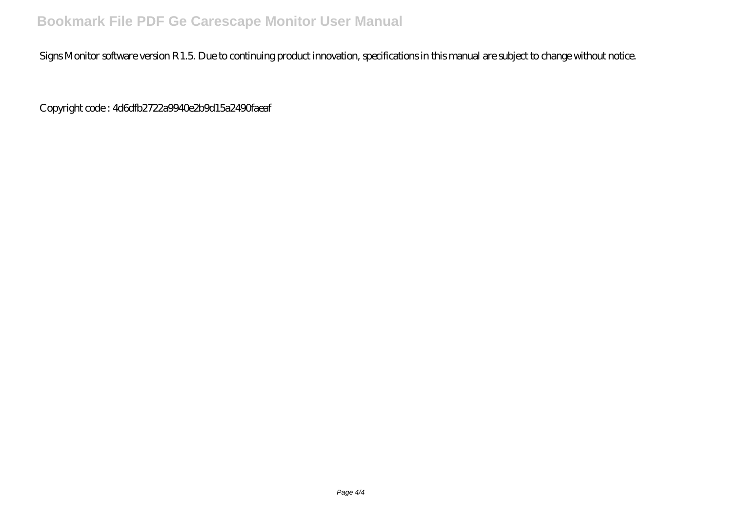Signs Monitor software version R1.5. Due to continuing product innovation, specifications in this manual are subject to change without notice.

Copyright code : 4d6dfb2722a9940e2b9d15a2490faeaf